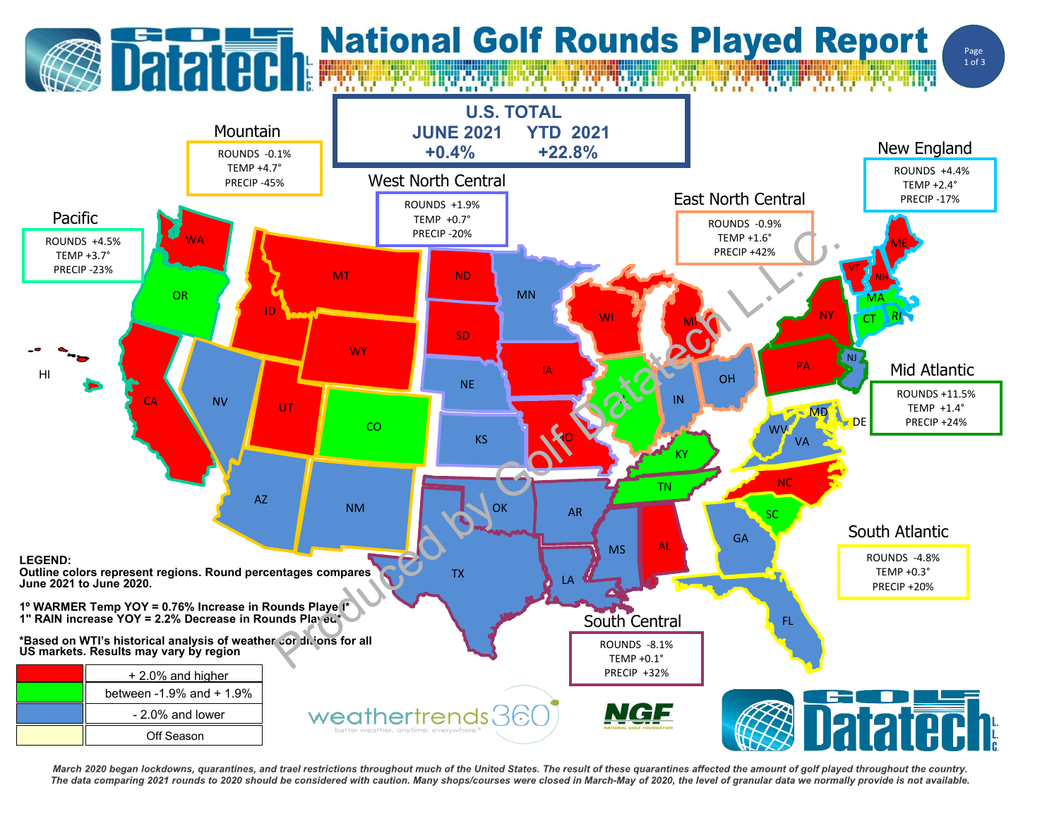# National Golf Rounds Played Report

## U.S. TOTAL

| JUNE 2021 | YTD 2021 |
| --- | --- |
| +0.4% | +22.8% |

## Regions

| Region | ROUNDS | TEMP | PRECIP |
| --- | --- | --- | --- |
| Mountain | -0.1% | +4.7° | -45% |
| Pacific | +4.5% | +3.7° | -23% |
| West North Central | +1.9% | +0.7° | -20% |
| East North Central | -0.9% | +1.6° | +42% |
| New England | +4.4% | +2.4° | -17% |
| Mid Atlantic | +11.5% | +1.4° | +24% |
| South Atlantic | -4.8% | +0.3° | +20% |
| South Central | -8.1% | +0.1° | +32% |

**LEGEND:**
**Outline colors represent regions. Round percentages compares June 2021 to June 2020.**

**1° WARMER Temp YOY = 0.76% Increase in Rounds Played***
**1" RAIN increase YOY = 2.2% Decrease in Rounds Played***

***Based on WTI's historical analysis of weather conditions for all US markets. Results may vary by region**

| Color | Range |
| --- | --- |
| Red | + 2.0% and higher |
| Green | between -1.9% and + 1.9% |
| Blue | - 2.0% and lower |
| Light yellow | Off Season |

- **+ 2.0% and higher:** WA, CA, HI, MT, ID, WY, UT, ND, SD, IA, MO, WI, MI, AL, NC, NY, PA, VT, NH, ME
- **between -1.9% and + 1.9%:** OR, CO, IL, KY, TN, SC, MA, CT, RI
- **- 2.0% and lower:** NV, AZ, NM, NE, KS, MN, OK, TX, AR, LA, MS, IN, OH, GA, FL, WV, VA, MD, DE, NJ

*Produced by Golf Datatech L.L.C.*

weathertrends360 — better weather, anytime, everywhere®

NGF — National Golf Foundation

Golf Datatech L.L.C.

*March 2020 began lockdowns, quarantines, and trael restrictions throughout much of the United States. The result of these quarantines affected the amount of golf played throughout the country. The data comparing 2021 rounds to 2020 should be considered with caution. Many shops/courses were closed in March-May of 2020, the level of granular data we normally provide is not available.*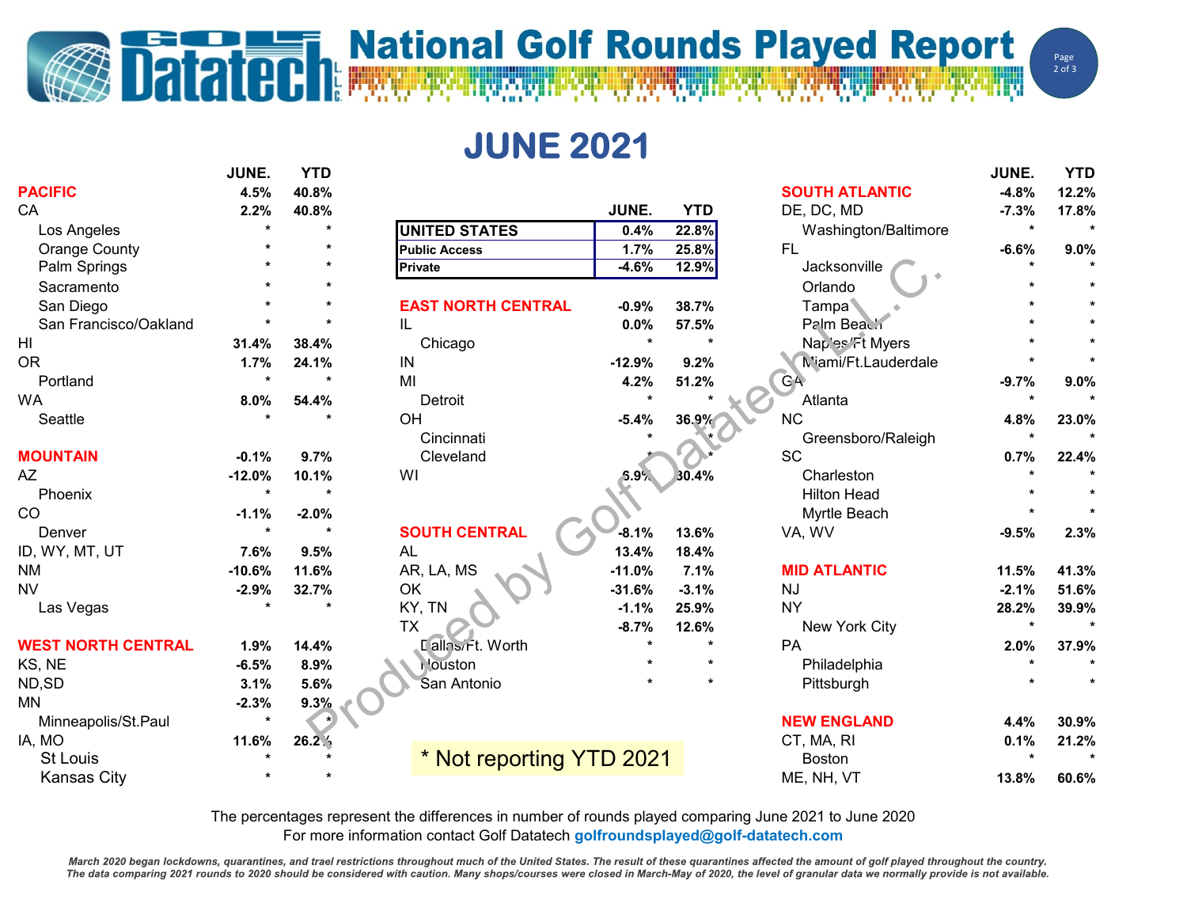# National Golf Rounds Played Report

## JUNE 2021

| | JUNE. | YTD |
|---|---|---|
| **PACIFIC** | 4.5% | 40.8% |
| CA | 2.2% | 40.8% |
| Los Angeles | * | * |
| Orange County | * | * |
| Palm Springs | * | * |
| Sacramento | * | * |
| San Diego | * | * |
| San Francisco/Oakland | * | * |
| HI | 31.4% | 38.4% |
| OR | 1.7% | 24.1% |
| Portland | * | * |
| WA | 8.0% | 54.4% |
| Seattle | * | * |
| **MOUNTAIN** | -0.1% | 9.7% |
| AZ | -12.0% | 10.1% |
| Phoenix | * | * |
| CO | -1.1% | -2.0% |
| Denver | * | * |
| ID, WY, MT, UT | 7.6% | 9.5% |
| NM | -10.6% | 11.6% |
| NV | -2.9% | 32.7% |
| Las Vegas | * | * |
| **WEST NORTH CENTRAL** | 1.9% | 14.4% |
| KS, NE | -6.5% | 8.9% |
| ND,SD | 3.1% | 5.6% |
| MN | -2.3% | 9.3% |
| Minneapolis/St.Paul | * | * |
| IA, MO | 11.6% | 26.2% |
| St Louis | * | * |
| Kansas City | * | * |

| | JUNE. | YTD |
|---|---|---|
| **UNITED STATES** | 0.4% | 22.8% |
| **Public Access** | 1.7% | 25.8% |
| **Private** | -4.6% | 12.9% |

| | JUNE. | YTD |
|---|---|---|
| **EAST NORTH CENTRAL** | -0.9% | 38.7% |
| IL | 0.0% | 57.5% |
| Chicago | * | * |
| IN | -12.9% | 9.2% |
| MI | 4.2% | 51.2% |
| Detroit | * | * |
| OH | -5.4% | 36.9% |
| Cincinnati | * | * |
| Cleveland | * | * |
| WI | 6.9% | 30.4% |
| **SOUTH CENTRAL** | -8.1% | 13.6% |
| AL | 13.4% | 18.4% |
| AR, LA, MS | -11.0% | 7.1% |
| OK | -31.6% | -3.1% |
| KY, TN | -1.1% | 25.9% |
| TX | -8.7% | 12.6% |
| Dallas/Ft. Worth | * | * |
| Houston | * | * |
| San Antonio | * | * |

| | JUNE. | YTD |
|---|---|---|
| **SOUTH ATLANTIC** | -4.8% | 12.2% |
| DE, DC, MD | -7.3% | 17.8% |
| Washington/Baltimore | * | * |
| FL | -6.6% | 9.0% |
| Jacksonville | * | * |
| Orlando | * | * |
| Tampa | * | * |
| Palm Beach | * | * |
| Naples/Ft Myers | * | * |
| Miami/Ft.Lauderdale | * | * |
| GA | -9.7% | 9.0% |
| Atlanta | * | * |
| NC | 4.8% | 23.0% |
| Greensboro/Raleigh | * | * |
| SC | 0.7% | 22.4% |
| Charleston | * | * |
| Hilton Head | * | * |
| Myrtle Beach | * | * |
| VA, WV | -9.5% | 2.3% |
| **MID ATLANTIC** | 11.5% | 41.3% |
| NJ | -2.1% | 51.6% |
| NY | 28.2% | 39.9% |
| New York City | * | * |
| PA | 2.0% | 37.9% |
| Philadelphia | * | * |
| Pittsburgh | * | * |
| **NEW ENGLAND** | 4.4% | 30.9% |
| CT, MA, RI | 0.1% | 21.2% |
| Boston | * | * |
| ME, NH, VT | 13.8% | 60.6% |

\* Not reporting YTD 2021

The percentages represent the differences in number of rounds played comparing June 2021 to June 2020

For more information contact Golf Datatech **golfroundsplayed@golf-datatech.com**

*March 2020 began lockdowns, quarantines, and trael restrictions throughout much of the United States. The result of these quarantines affected the amount of golf played throughout the country. The data comparing 2021 rounds to 2020 should be considered with caution. Many shops/courses were closed in March-May of 2020, the level of granular data we normally provide is not available.*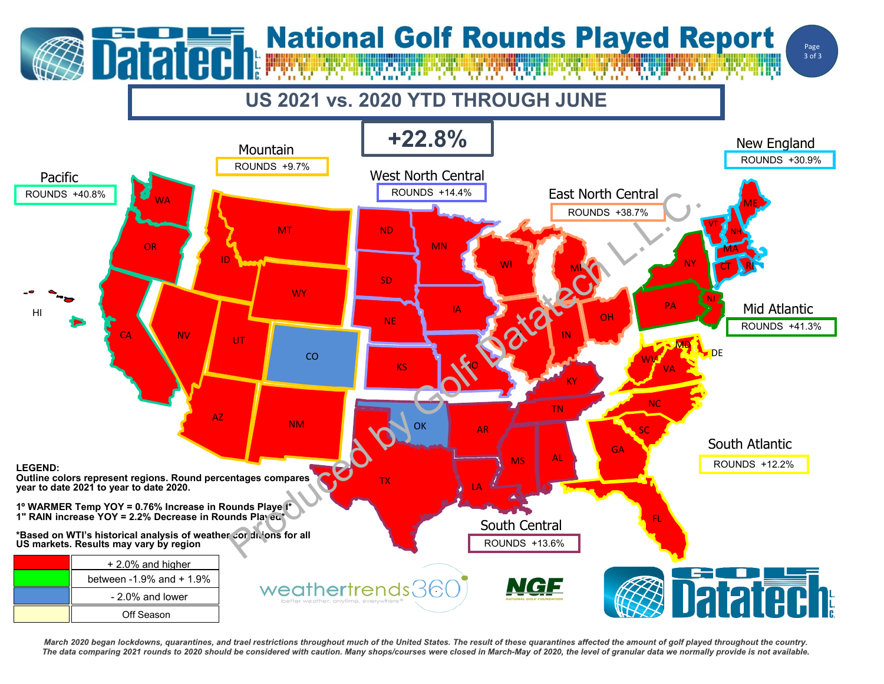# National Golf Rounds Played Report

## US 2021 vs. 2020 YTD THROUGH JUNE

**+22.8%**

Pacific
ROUNDS +40.8%

Mountain
ROUNDS +9.7%

West North Central
ROUNDS +14.4%

East North Central
ROUNDS +38.7%

New England
ROUNDS +30.9%

Mid Atlantic
ROUNDS +41.3%

South Atlantic
ROUNDS +12.2%

South Central
ROUNDS +13.6%

WA, OR, CA, HI, ID, MT, WY, NV, UT, CO, AZ, NM, ND, SD, NE, KS, MN, IA, MO, WI, MI, IL, IN, OH, NY, PA, NJ, ME, VT, NH, MA, CT, RI, MD, DE, WV, VA, NC, SC, GA, FL, KY, TN, AL, MS, AR, LA, OK, TX

**LEGEND:**
**Outline colors represent regions. Round percentages compares year to date 2021 to year to date 2020.**

**1° WARMER Temp YOY = 0.76% Increase in Rounds Played***
**1" RAIN increase YOY = 2.2% Decrease in Rounds Played***

***Based on WTI's historical analysis of weather conditions for all US markets. Results may vary by region**

| | |
|---|---|
| Red | + 2.0% and higher |
| Green | between -1.9% and + 1.9% |
| Blue | - 2.0% and lower |
| Light yellow | Off Season |

weathertrends360 — better weather, anytime, everywhere®

NGF — NATIONAL GOLF FOUNDATION

Golf Datatech L.L.C.

*March 2020 began lockdowns, quarantines, and trael restrictions throughout much of the United States. The result of these quarantines affected the amount of golf played throughout the country. The data comparing 2021 rounds to 2020 should be considered with caution. Many shops/courses were closed in March-May of 2020, the level of granular data we normally provide is not available.*